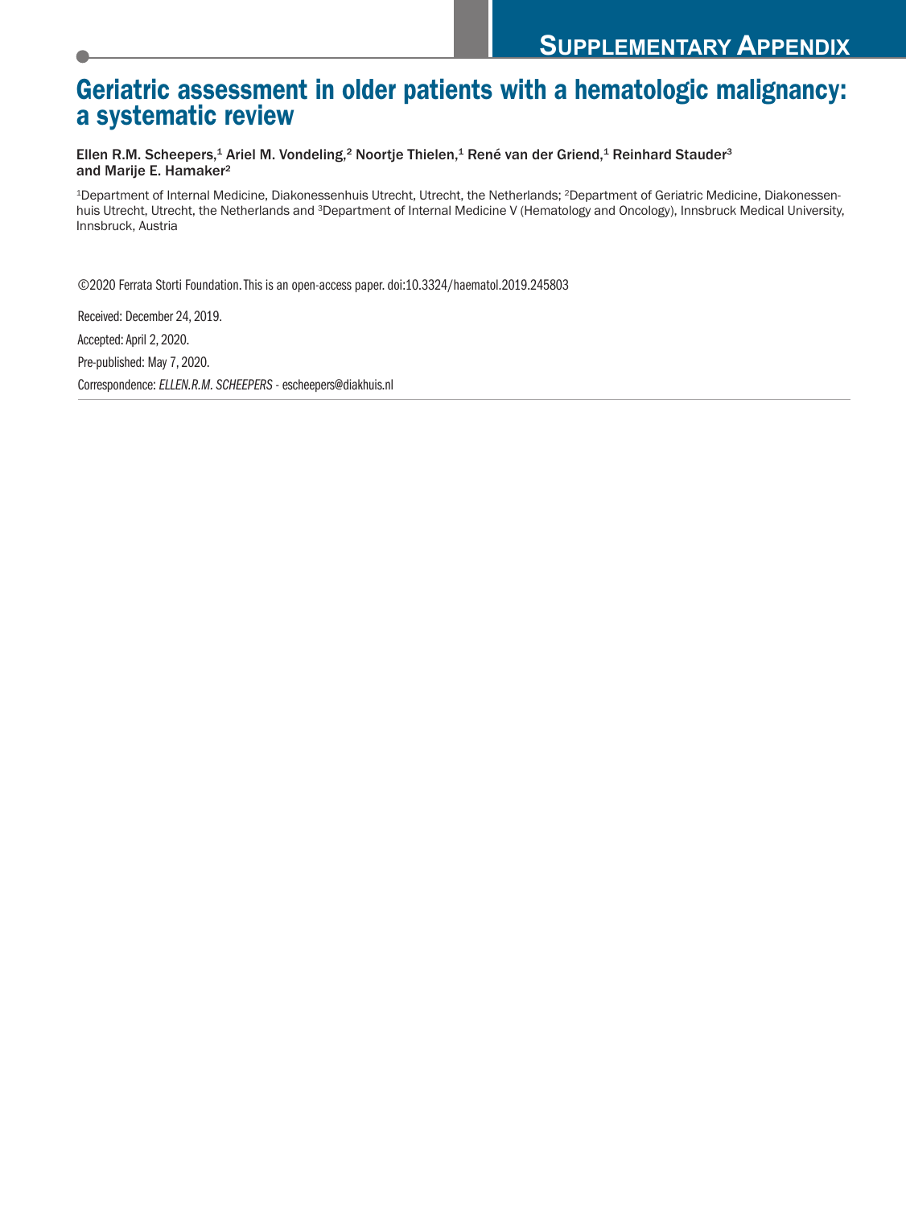**Supplementary Appendix**

# Geriatric assessment in older patients with a hematologic malignancy: a systematic review

**Ellen R.M. Scheepers,[1] Ariel M. Vondeling,[2] Noortje Thielen,[1] René van der Griend,[1] Reinhard Stauder[3] and Marije E. Hamaker[2]**

[1]Department of Internal Medicine, Diakonessenhuis Utrecht, Utrecht, the Netherlands; [2]Department of Geriatric Medicine, Diakonessenhuis Utrecht, Utrecht, the Netherlands and [3]Department of Internal Medicine V (Hematology and Oncology), Innsbruck Medical University, Innsbruck, Austria

©2020 Ferrata Storti Foundation. This is an open-access paper. doi:10.3324/haematol.2019.245803

Received: December 24, 2019.

Accepted: April 2, 2020.

Pre-published: May 7, 2020.

Correspondence: *ELLEN.R.M. SCHEEPERS* - escheepers@diakhuis.nl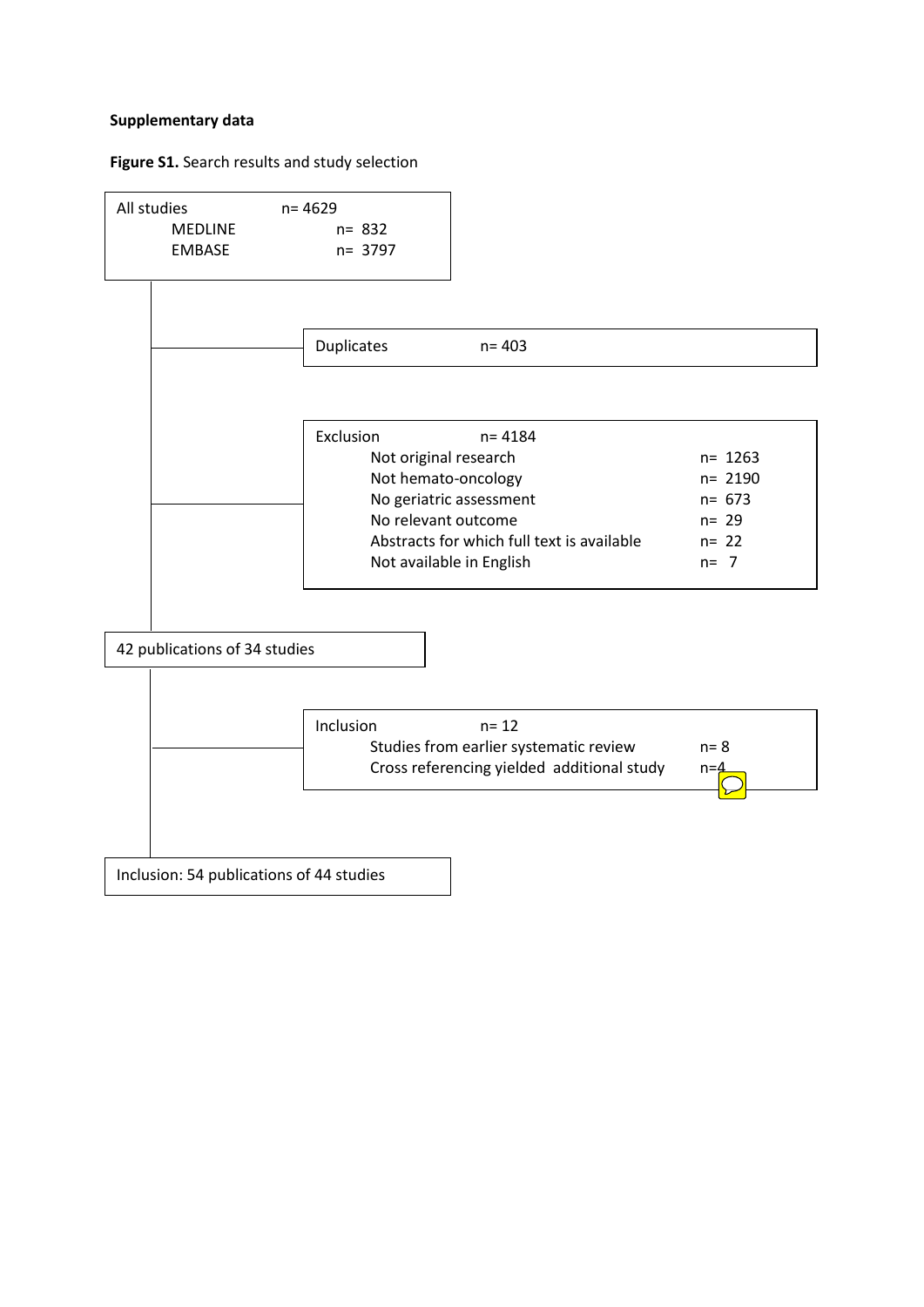**Supplementary data**

**Figure S1.** Search results and study selection

All studies n= 4629
- MEDLINE n= 832
- EMBASE n= 3797

Duplicates n= 403

Exclusion n= 4184
- Not original research n= 1263
- Not hemato-oncology n= 2190
- No geriatric assessment n= 673
- No relevant outcome n= 29
- Abstracts for which full text is available n= 22
- Not available in English n= 7

42 publications of 34 studies

Inclusion n= 12
- Studies from earlier systematic review n= 8
- Cross referencing yielded additional study n=4

Inclusion: 54 publications of 44 studies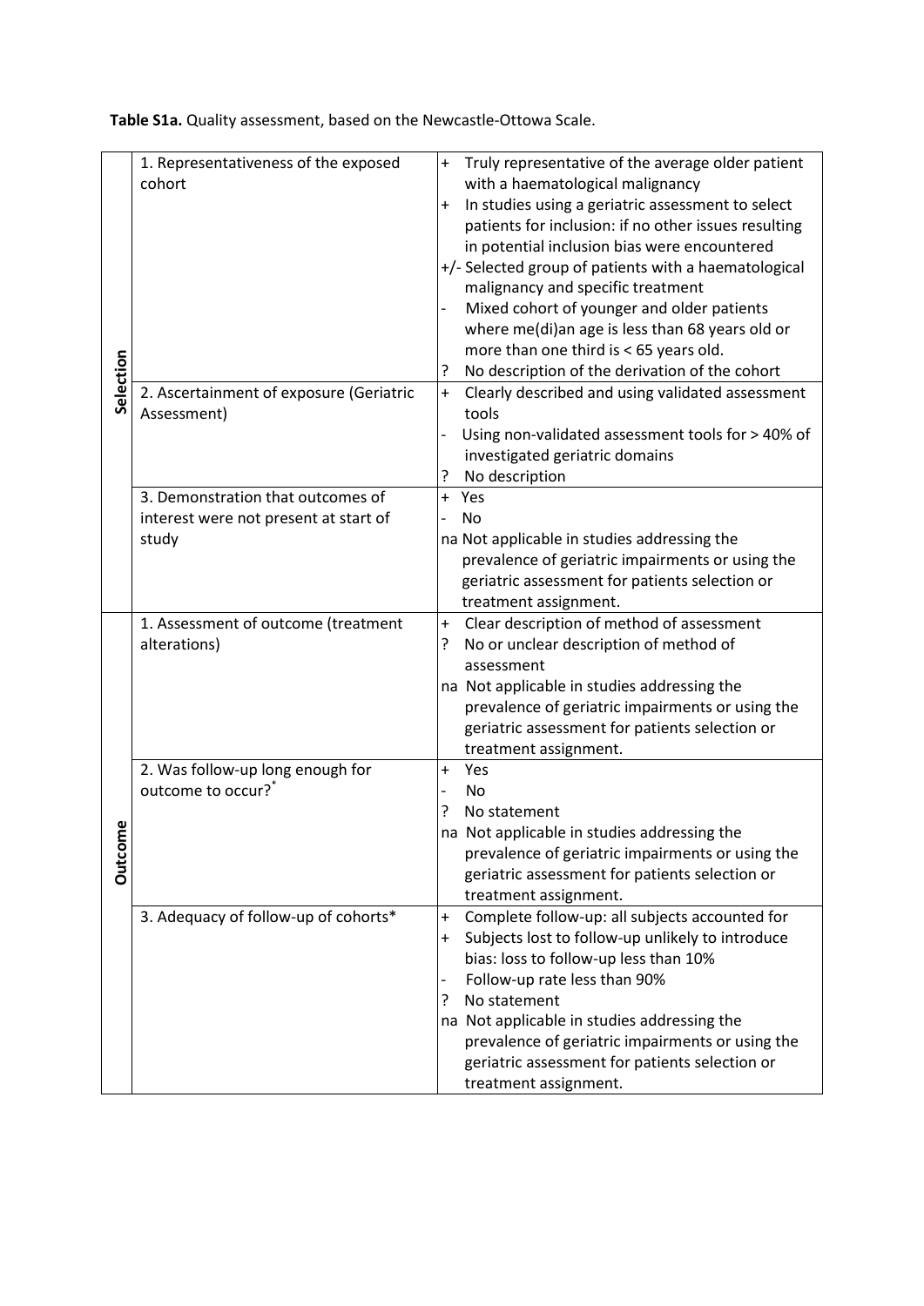**Table S1a.** Quality assessment, based on the Newcastle-Ottowa Scale.

| | Item | Criteria |
|---|---|---|
| Selection | 1. Representativeness of the exposed cohort | + Truly representative of the average older patient with a haematological malignancy<br>+ In studies using a geriatric assessment to select patients for inclusion: if no other issues resulting in potential inclusion bias were encountered<br>+/- Selected group of patients with a haematological malignancy and specific treatment<br>- Mixed cohort of younger and older patients where me(di)an age is less than 68 years old or more than one third is < 65 years old.<br>? No description of the derivation of the cohort |
| | 2. Ascertainment of exposure (Geriatric Assessment) | + Clearly described and using validated assessment tools<br>- Using non-validated assessment tools for > 40% of investigated geriatric domains<br>? No description |
| | 3. Demonstration that outcomes of interest were not present at start of study | + Yes<br>- No<br>na Not applicable in studies addressing the prevalence of geriatric impairments or using the geriatric assessment for patients selection or treatment assignment. |
| Outcome | 1. Assessment of outcome (treatment alterations) | + Clear description of method of assessment<br>? No or unclear description of method of assessment<br>na Not applicable in studies addressing the prevalence of geriatric impairments or using the geriatric assessment for patients selection or treatment assignment. |
| | 2. Was follow-up long enough for outcome to occur?* | + Yes<br>- No<br>? No statement<br>na Not applicable in studies addressing the prevalence of geriatric impairments or using the geriatric assessment for patients selection or treatment assignment. |
| | 3. Adequacy of follow-up of cohorts* | + Complete follow-up: all subjects accounted for<br>+ Subjects lost to follow-up unlikely to introduce bias: loss to follow-up less than 10%<br>- Follow-up rate less than 90%<br>? No statement<br>na Not applicable in studies addressing the prevalence of geriatric impairments or using the geriatric assessment for patients selection or treatment assignment. |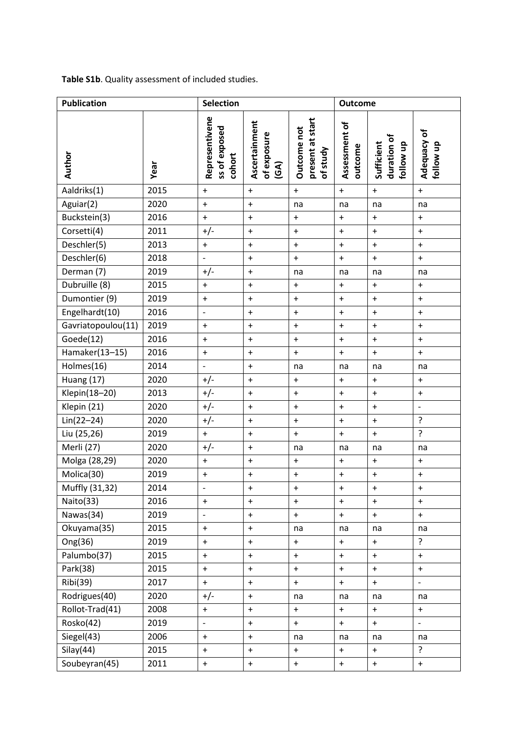**Table S1b**. Quality assessment of included studies.

| Publication | | Selection | | | Outcome | | |
|---|---|---|---|---|---|---|---|
| Author | Year | Representiveness of exposed cohort | Ascertainment of exposure (GA) | Outcome not present at start of study | Assessment of outcome | Sufficient duration of follow up | Adequacy of follow up |
| Aaldriks(1) | 2015 | + | + | + | + | + | + |
| Aguiar(2) | 2020 | + | + | na | na | na | na |
| Buckstein(3) | 2016 | + | + | + | + | + | + |
| Corsetti(4) | 2011 | +/- | + | + | + | + | + |
| Deschler(5) | 2013 | + | + | + | + | + | + |
| Deschler(6) | 2018 | - | + | + | + | + | + |
| Derman (7) | 2019 | +/- | + | na | na | na | na |
| Dubruille (8) | 2015 | + | + | + | + | + | + |
| Dumontier (9) | 2019 | + | + | + | + | + | + |
| Engelhardt(10) | 2016 | - | + | + | + | + | + |
| Gavriatopoulou(11) | 2019 | + | + | + | + | + | + |
| Goede(12) | 2016 | + | + | + | + | + | + |
| Hamaker(13–15) | 2016 | + | + | + | + | + | + |
| Holmes(16) | 2014 | - | + | na | na | na | na |
| Huang (17) | 2020 | +/- | + | + | + | + | + |
| Klepin(18–20) | 2013 | +/- | + | + | + | + | + |
| Klepin (21) | 2020 | +/- | + | + | + | + | - |
| Lin(22–24) | 2020 | +/- | + | + | + | + | ? |
| Liu (25,26) | 2019 | + | + | + | + | + | ? |
| Merli (27) | 2020 | +/- | + | na | na | na | na |
| Molga (28,29) | 2020 | + | + | + | + | + | + |
| Molica(30) | 2019 | + | + | + | + | + | + |
| Muffly (31,32) | 2014 | - | + | + | + | + | + |
| Naito(33) | 2016 | + | + | + | + | + | + |
| Nawas(34) | 2019 | - | + | + | + | + | + |
| Okuyama(35) | 2015 | + | + | na | na | na | na |
| Ong(36) | 2019 | + | + | + | + | + | ? |
| Palumbo(37) | 2015 | + | + | + | + | + | + |
| Park(38) | 2015 | + | + | + | + | + | + |
| Ribi(39) | 2017 | + | + | + | + | + | - |
| Rodrigues(40) | 2020 | +/- | + | na | na | na | na |
| Rollot-Trad(41) | 2008 | + | + | + | + | + | + |
| Rosko(42) | 2019 | - | + | + | + | + | - |
| Siegel(43) | 2006 | + | + | na | na | na | na |
| Silay(44) | 2015 | + | + | + | + | + | ? |
| Soubeyran(45) | 2011 | + | + | + | + | + | + |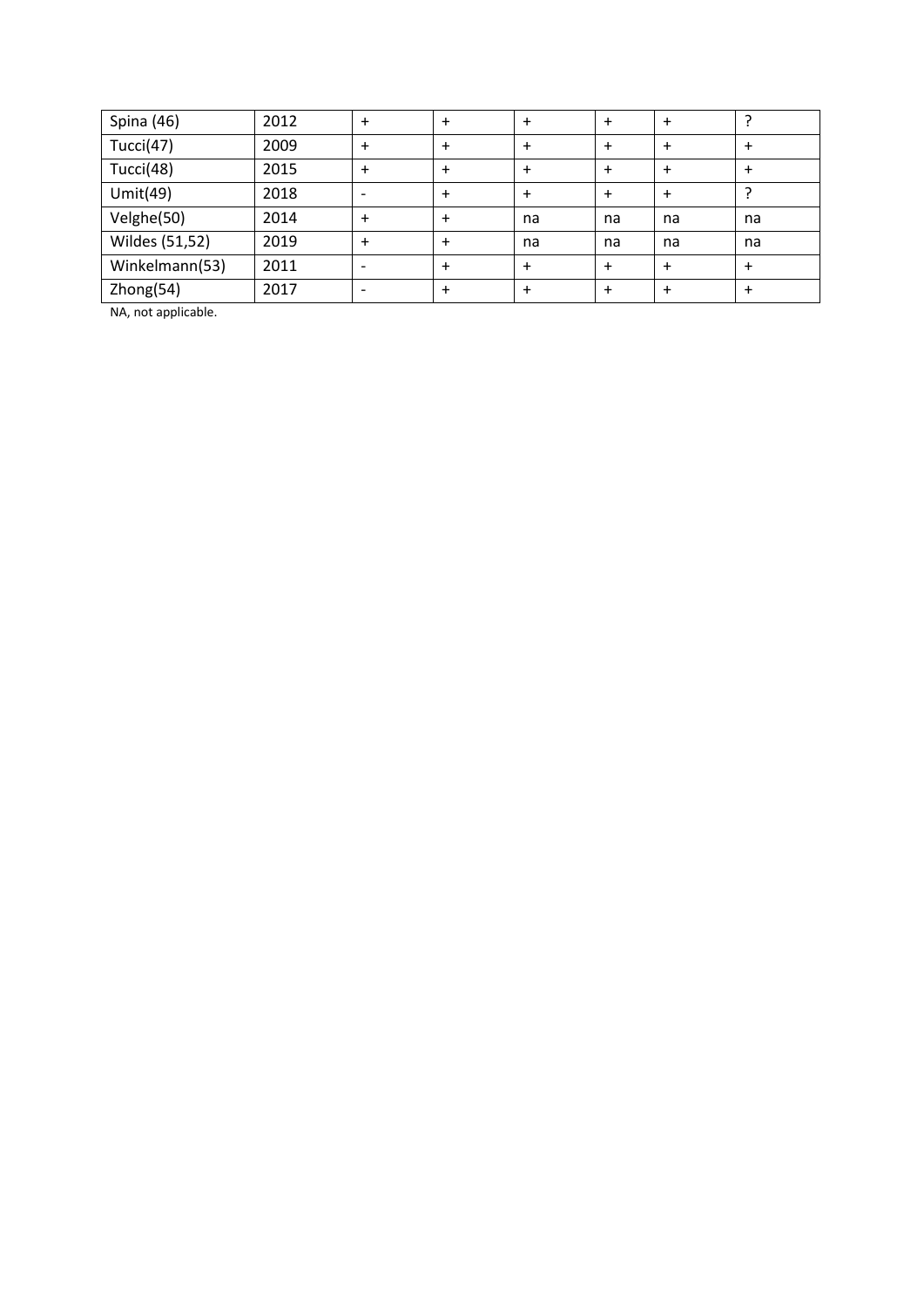| | | | | | | | |
|---|---|---|---|---|---|---|---|
| Spina (46) | 2012 | + | + | + | + | + | ? |
| Tucci(47) | 2009 | + | + | + | + | + | + |
| Tucci(48) | 2015 | + | + | + | + | + | + |
| Umit(49) | 2018 | - | + | + | + | + | ? |
| Velghe(50) | 2014 | + | + | na | na | na | na |
| Wildes (51,52) | 2019 | + | + | na | na | na | na |
| Winkelmann(53) | 2011 | - | + | + | + | + | + |
| Zhong(54) | 2017 | - | + | + | + | + | + |

NA, not applicable.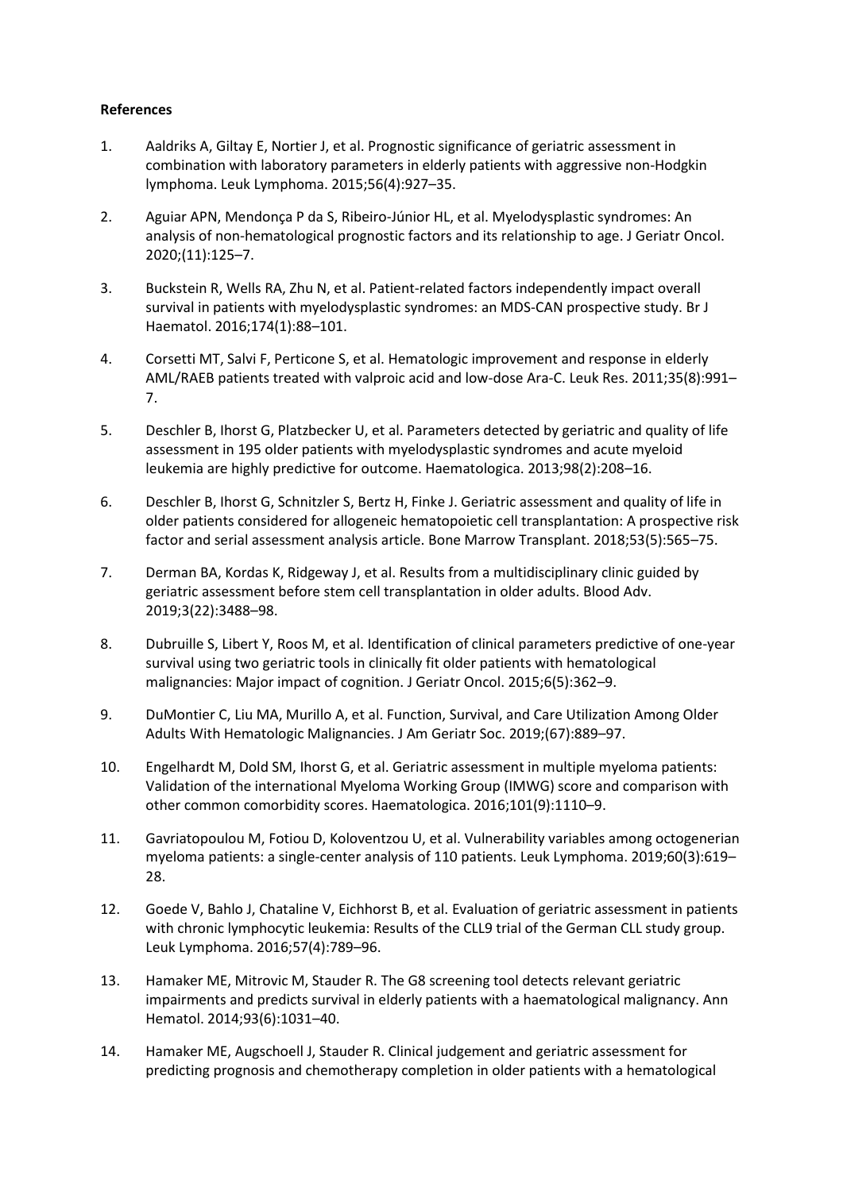**References**

1. Aaldriks A, Giltay E, Nortier J, et al. Prognostic significance of geriatric assessment in combination with laboratory parameters in elderly patients with aggressive non-Hodgkin lymphoma. Leuk Lymphoma. 2015;56(4):927–35.

2. Aguiar APN, Mendonça P da S, Ribeiro-Júnior HL, et al. Myelodysplastic syndromes: An analysis of non-hematological prognostic factors and its relationship to age. J Geriatr Oncol. 2020;(11):125–7.

3. Buckstein R, Wells RA, Zhu N, et al. Patient-related factors independently impact overall survival in patients with myelodysplastic syndromes: an MDS-CAN prospective study. Br J Haematol. 2016;174(1):88–101.

4. Corsetti MT, Salvi F, Perticone S, et al. Hematologic improvement and response in elderly AML/RAEB patients treated with valproic acid and low-dose Ara-C. Leuk Res. 2011;35(8):991–7.

5. Deschler B, Ihorst G, Platzbecker U, et al. Parameters detected by geriatric and quality of life assessment in 195 older patients with myelodysplastic syndromes and acute myeloid leukemia are highly predictive for outcome. Haematologica. 2013;98(2):208–16.

6. Deschler B, Ihorst G, Schnitzler S, Bertz H, Finke J. Geriatric assessment and quality of life in older patients considered for allogeneic hematopoietic cell transplantation: A prospective risk factor and serial assessment analysis article. Bone Marrow Transplant. 2018;53(5):565–75.

7. Derman BA, Kordas K, Ridgeway J, et al. Results from a multidisciplinary clinic guided by geriatric assessment before stem cell transplantation in older adults. Blood Adv. 2019;3(22):3488–98.

8. Dubruille S, Libert Y, Roos M, et al. Identification of clinical parameters predictive of one-year survival using two geriatric tools in clinically fit older patients with hematological malignancies: Major impact of cognition. J Geriatr Oncol. 2015;6(5):362–9.

9. DuMontier C, Liu MA, Murillo A, et al. Function, Survival, and Care Utilization Among Older Adults With Hematologic Malignancies. J Am Geriatr Soc. 2019;(67):889–97.

10. Engelhardt M, Dold SM, Ihorst G, et al. Geriatric assessment in multiple myeloma patients: Validation of the international Myeloma Working Group (IMWG) score and comparison with other common comorbidity scores. Haematologica. 2016;101(9):1110–9.

11. Gavriatopoulou M, Fotiou D, Koloventzou U, et al. Vulnerability variables among octogenerian myeloma patients: a single-center analysis of 110 patients. Leuk Lymphoma. 2019;60(3):619–28.

12. Goede V, Bahlo J, Chataline V, Eichhorst B, et al. Evaluation of geriatric assessment in patients with chronic lymphocytic leukemia: Results of the CLL9 trial of the German CLL study group. Leuk Lymphoma. 2016;57(4):789–96.

13. Hamaker ME, Mitrovic M, Stauder R. The G8 screening tool detects relevant geriatric impairments and predicts survival in elderly patients with a haematological malignancy. Ann Hematol. 2014;93(6):1031–40.

14. Hamaker ME, Augschoell J, Stauder R. Clinical judgement and geriatric assessment for predicting prognosis and chemotherapy completion in older patients with a hematological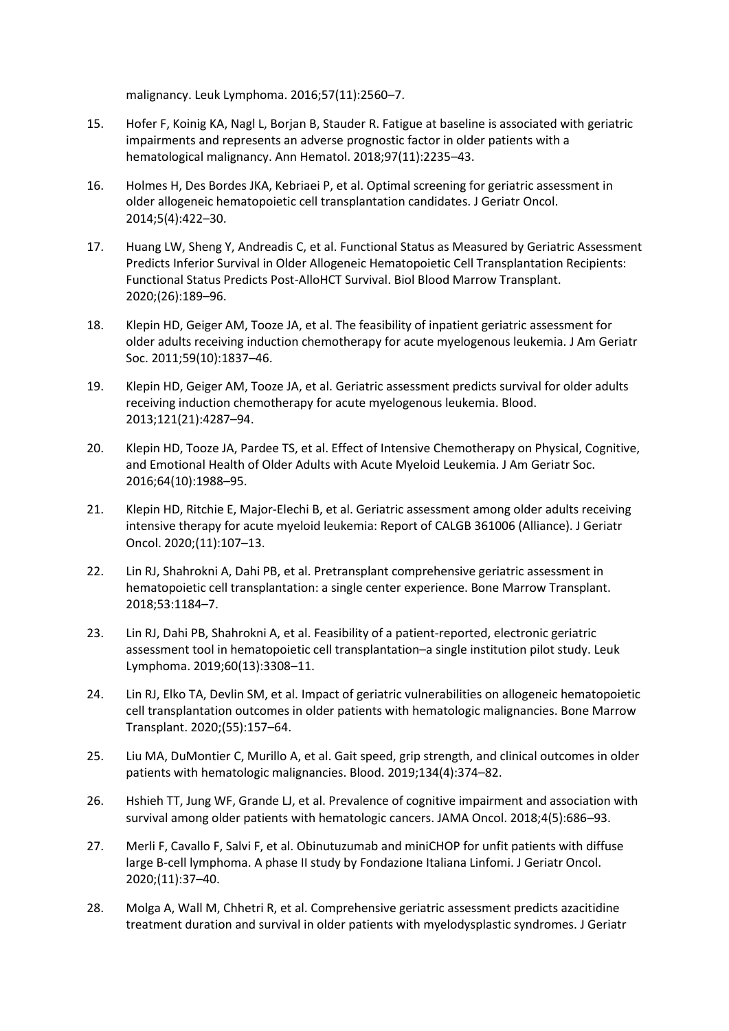malignancy. Leuk Lymphoma. 2016;57(11):2560–7.

15. Hofer F, Koinig KA, Nagl L, Borjan B, Stauder R. Fatigue at baseline is associated with geriatric impairments and represents an adverse prognostic factor in older patients with a hematological malignancy. Ann Hematol. 2018;97(11):2235–43.

16. Holmes H, Des Bordes JKA, Kebriaei P, et al. Optimal screening for geriatric assessment in older allogeneic hematopoietic cell transplantation candidates. J Geriatr Oncol. 2014;5(4):422–30.

17. Huang LW, Sheng Y, Andreadis C, et al. Functional Status as Measured by Geriatric Assessment Predicts Inferior Survival in Older Allogeneic Hematopoietic Cell Transplantation Recipients: Functional Status Predicts Post-AlloHCT Survival. Biol Blood Marrow Transplant. 2020;(26):189–96.

18. Klepin HD, Geiger AM, Tooze JA, et al. The feasibility of inpatient geriatric assessment for older adults receiving induction chemotherapy for acute myelogenous leukemia. J Am Geriatr Soc. 2011;59(10):1837–46.

19. Klepin HD, Geiger AM, Tooze JA, et al. Geriatric assessment predicts survival for older adults receiving induction chemotherapy for acute myelogenous leukemia. Blood. 2013;121(21):4287–94.

20. Klepin HD, Tooze JA, Pardee TS, et al. Effect of Intensive Chemotherapy on Physical, Cognitive, and Emotional Health of Older Adults with Acute Myeloid Leukemia. J Am Geriatr Soc. 2016;64(10):1988–95.

21. Klepin HD, Ritchie E, Major-Elechi B, et al. Geriatric assessment among older adults receiving intensive therapy for acute myeloid leukemia: Report of CALGB 361006 (Alliance). J Geriatr Oncol. 2020;(11):107–13.

22. Lin RJ, Shahrokni A, Dahi PB, et al. Pretransplant comprehensive geriatric assessment in hematopoietic cell transplantation: a single center experience. Bone Marrow Transplant. 2018;53:1184–7.

23. Lin RJ, Dahi PB, Shahrokni A, et al. Feasibility of a patient-reported, electronic geriatric assessment tool in hematopoietic cell transplantation–a single institution pilot study. Leuk Lymphoma. 2019;60(13):3308–11.

24. Lin RJ, Elko TA, Devlin SM, et al. Impact of geriatric vulnerabilities on allogeneic hematopoietic cell transplantation outcomes in older patients with hematologic malignancies. Bone Marrow Transplant. 2020;(55):157–64.

25. Liu MA, DuMontier C, Murillo A, et al. Gait speed, grip strength, and clinical outcomes in older patients with hematologic malignancies. Blood. 2019;134(4):374–82.

26. Hshieh TT, Jung WF, Grande LJ, et al. Prevalence of cognitive impairment and association with survival among older patients with hematologic cancers. JAMA Oncol. 2018;4(5):686–93.

27. Merli F, Cavallo F, Salvi F, et al. Obinutuzumab and miniCHOP for unfit patients with diffuse large B-cell lymphoma. A phase II study by Fondazione Italiana Linfomi. J Geriatr Oncol. 2020;(11):37–40.

28. Molga A, Wall M, Chhetri R, et al. Comprehensive geriatric assessment predicts azacitidine treatment duration and survival in older patients with myelodysplastic syndromes. J Geriatr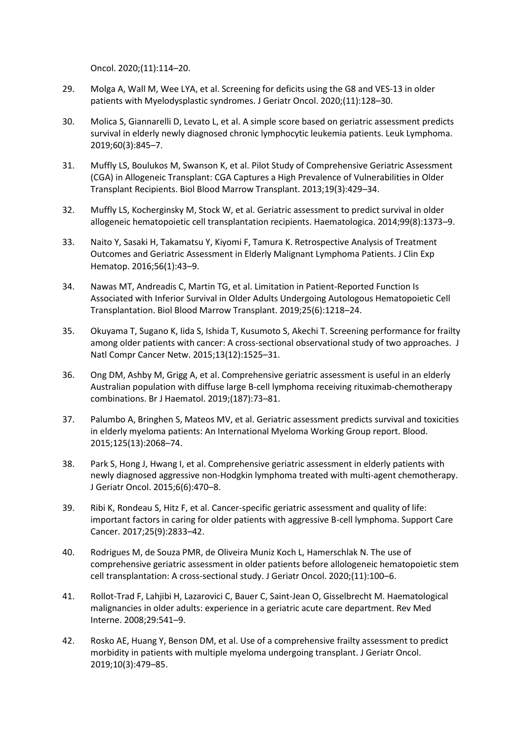Oncol. 2020;(11):114–20.

29. Molga A, Wall M, Wee LYA, et al. Screening for deficits using the G8 and VES-13 in older patients with Myelodysplastic syndromes. J Geriatr Oncol. 2020;(11):128–30.

30. Molica S, Giannarelli D, Levato L, et al. A simple score based on geriatric assessment predicts survival in elderly newly diagnosed chronic lymphocytic leukemia patients. Leuk Lymphoma. 2019;60(3):845–7.

31. Muffly LS, Boulukos M, Swanson K, et al. Pilot Study of Comprehensive Geriatric Assessment (CGA) in Allogeneic Transplant: CGA Captures a High Prevalence of Vulnerabilities in Older Transplant Recipients. Biol Blood Marrow Transplant. 2013;19(3):429–34.

32. Muffly LS, Kocherginsky M, Stock W, et al. Geriatric assessment to predict survival in older allogeneic hematopoietic cell transplantation recipients. Haematologica. 2014;99(8):1373–9.

33. Naito Y, Sasaki H, Takamatsu Y, Kiyomi F, Tamura K. Retrospective Analysis of Treatment Outcomes and Geriatric Assessment in Elderly Malignant Lymphoma Patients. J Clin Exp Hematop. 2016;56(1):43–9.

34. Nawas MT, Andreadis C, Martin TG, et al. Limitation in Patient-Reported Function Is Associated with Inferior Survival in Older Adults Undergoing Autologous Hematopoietic Cell Transplantation. Biol Blood Marrow Transplant. 2019;25(6):1218–24.

35. Okuyama T, Sugano K, Iida S, Ishida T, Kusumoto S, Akechi T. Screening performance for frailty among older patients with cancer: A cross-sectional observational study of two approaches. J Natl Compr Cancer Netw. 2015;13(12):1525–31.

36. Ong DM, Ashby M, Grigg A, et al. Comprehensive geriatric assessment is useful in an elderly Australian population with diffuse large B-cell lymphoma receiving rituximab-chemotherapy combinations. Br J Haematol. 2019;(187):73–81.

37. Palumbo A, Bringhen S, Mateos MV, et al. Geriatric assessment predicts survival and toxicities in elderly myeloma patients: An International Myeloma Working Group report. Blood. 2015;125(13):2068–74.

38. Park S, Hong J, Hwang I, et al. Comprehensive geriatric assessment in elderly patients with newly diagnosed aggressive non-Hodgkin lymphoma treated with multi-agent chemotherapy. J Geriatr Oncol. 2015;6(6):470–8.

39. Ribi K, Rondeau S, Hitz F, et al. Cancer-specific geriatric assessment and quality of life: important factors in caring for older patients with aggressive B-cell lymphoma. Support Care Cancer. 2017;25(9):2833–42.

40. Rodrigues M, de Souza PMR, de Oliveira Muniz Koch L, Hamerschlak N. The use of comprehensive geriatric assessment in older patients before allologeneic hematopoietic stem cell transplantation: A cross-sectional study. J Geriatr Oncol. 2020;(11):100–6.

41. Rollot-Trad F, Lahjibi H, Lazarovici C, Bauer C, Saint-Jean O, Gisselbrecht M. Haematological malignancies in older adults: experience in a geriatric acute care department. Rev Med Interne. 2008;29:541–9.

42. Rosko AE, Huang Y, Benson DM, et al. Use of a comprehensive frailty assessment to predict morbidity in patients with multiple myeloma undergoing transplant. J Geriatr Oncol. 2019;10(3):479–85.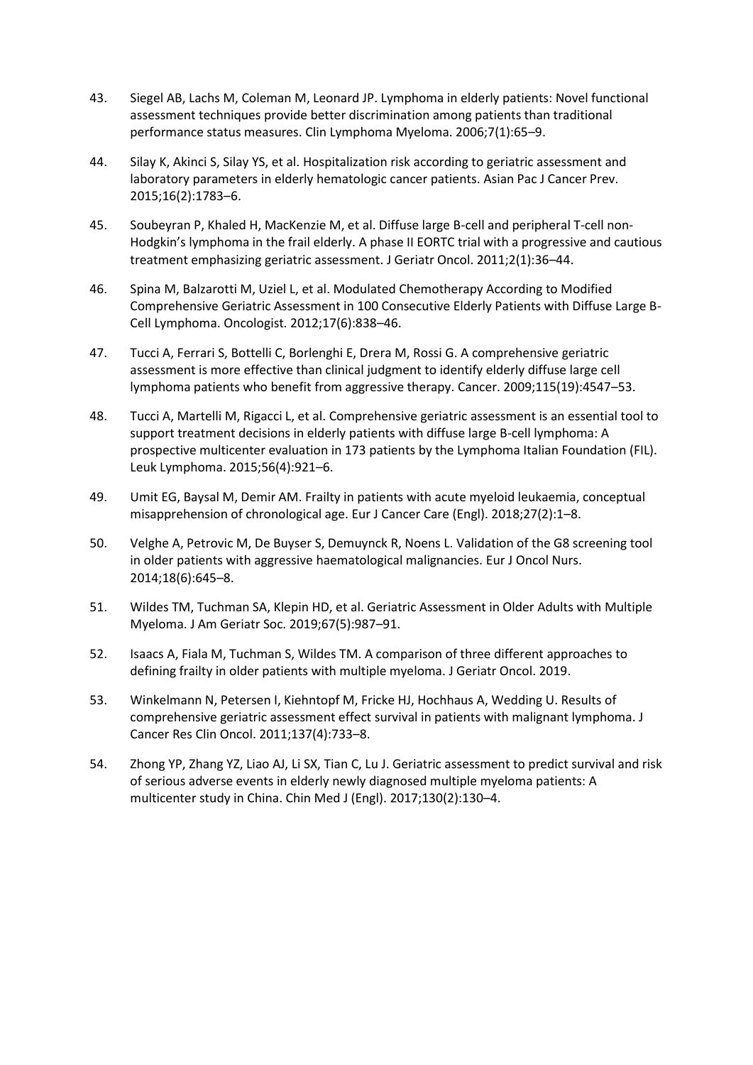43. Siegel AB, Lachs M, Coleman M, Leonard JP. Lymphoma in elderly patients: Novel functional assessment techniques provide better discrimination among patients than traditional performance status measures. Clin Lymphoma Myeloma. 2006;7(1):65–9.

44. Silay K, Akinci S, Silay YS, et al. Hospitalization risk according to geriatric assessment and laboratory parameters in elderly hematologic cancer patients. Asian Pac J Cancer Prev. 2015;16(2):1783–6.

45. Soubeyran P, Khaled H, MacKenzie M, et al. Diffuse large B-cell and peripheral T-cell non-Hodgkin's lymphoma in the frail elderly. A phase II EORTC trial with a progressive and cautious treatment emphasizing geriatric assessment. J Geriatr Oncol. 2011;2(1):36–44.

46. Spina M, Balzarotti M, Uziel L, et al. Modulated Chemotherapy According to Modified Comprehensive Geriatric Assessment in 100 Consecutive Elderly Patients with Diffuse Large B-Cell Lymphoma. Oncologist. 2012;17(6):838–46.

47. Tucci A, Ferrari S, Bottelli C, Borlenghi E, Drera M, Rossi G. A comprehensive geriatric assessment is more effective than clinical judgment to identify elderly diffuse large cell lymphoma patients who benefit from aggressive therapy. Cancer. 2009;115(19):4547–53.

48. Tucci A, Martelli M, Rigacci L, et al. Comprehensive geriatric assessment is an essential tool to support treatment decisions in elderly patients with diffuse large B-cell lymphoma: A prospective multicenter evaluation in 173 patients by the Lymphoma Italian Foundation (FIL). Leuk Lymphoma. 2015;56(4):921–6.

49. Umit EG, Baysal M, Demir AM. Frailty in patients with acute myeloid leukaemia, conceptual misapprehension of chronological age. Eur J Cancer Care (Engl). 2018;27(2):1–8.

50. Velghe A, Petrovic M, De Buyser S, Demuynck R, Noens L. Validation of the G8 screening tool in older patients with aggressive haematological malignancies. Eur J Oncol Nurs. 2014;18(6):645–8.

51. Wildes TM, Tuchman SA, Klepin HD, et al. Geriatric Assessment in Older Adults with Multiple Myeloma. J Am Geriatr Soc. 2019;67(5):987–91.

52. Isaacs A, Fiala M, Tuchman S, Wildes TM. A comparison of three different approaches to defining frailty in older patients with multiple myeloma. J Geriatr Oncol. 2019.

53. Winkelmann N, Petersen I, Kiehntopf M, Fricke HJ, Hochhaus A, Wedding U. Results of comprehensive geriatric assessment effect survival in patients with malignant lymphoma. J Cancer Res Clin Oncol. 2011;137(4):733–8.

54. Zhong YP, Zhang YZ, Liao AJ, Li SX, Tian C, Lu J. Geriatric assessment to predict survival and risk of serious adverse events in elderly newly diagnosed multiple myeloma patients: A multicenter study in China. Chin Med J (Engl). 2017;130(2):130–4.